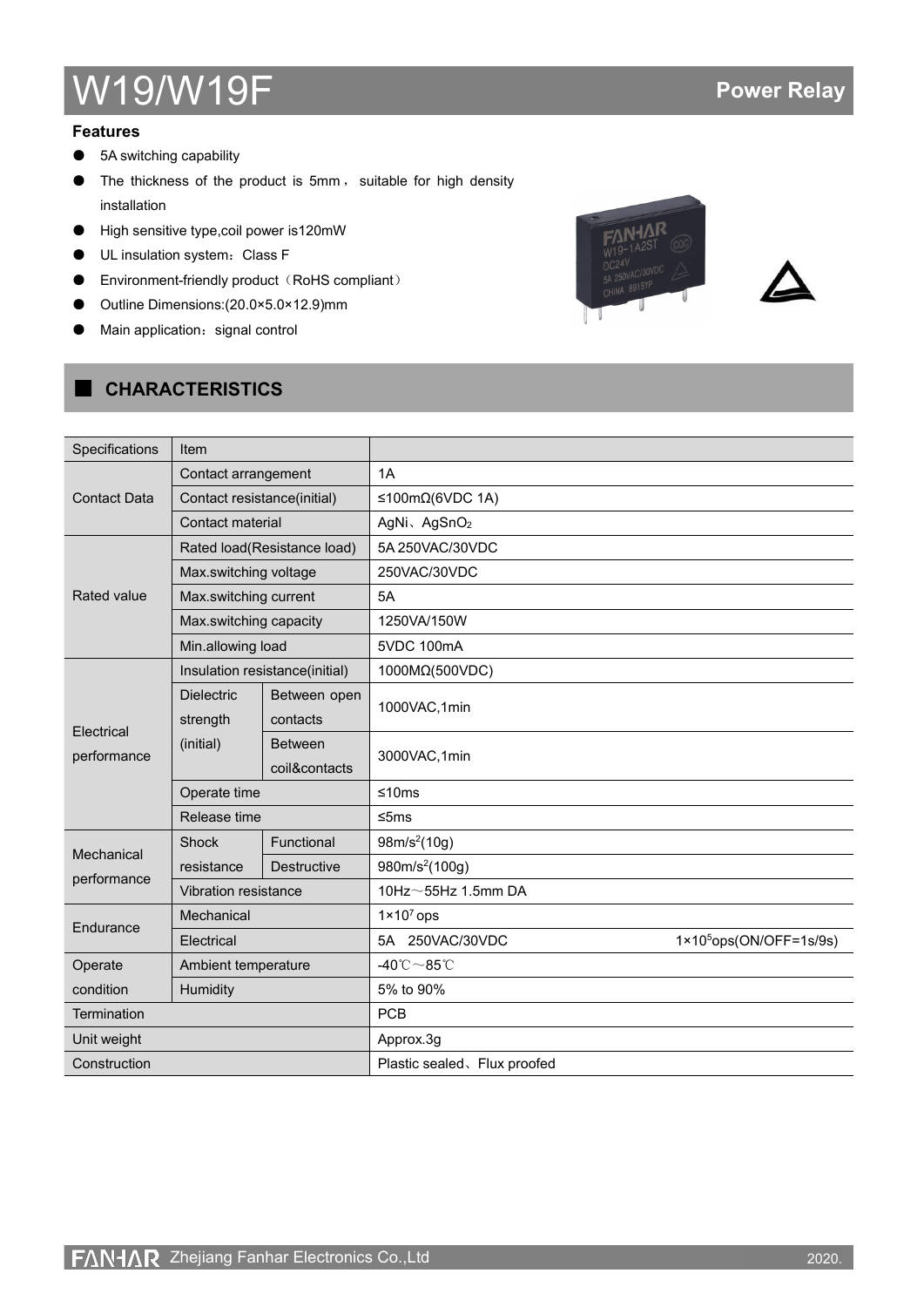# W19/W19F

**Power Relay**

### Features

- 5A switching capability
- The thickness of the product is 5mm， suitable for high density installation
- High sensitive type,coil power is120mW
- UL insulation system：Class F
- Environment-friendly product（RoHS compliant）
- Outline Dimensions:(20.0×5.0×12.9)mm
- Main application：signal control

## CHARACTERISTICS

| Specifications | Item | | |
|---|---|---|---|
| Contact Data | Contact arrangement | | 1A |
| | Contact resistance(initial) | | ≤100mΩ(6VDC 1A) |
| | Contact material | | AgNi、$AgSnO_2$ |
| Rated value | Rated load(Resistance load) | | 5A 250VAC/30VDC |
| | Max.switching voltage | | 250VAC/30VDC |
| | Max.switching current | | 5A |
| | Max.switching capacity | | 1250VA/150W |
| | Min.allowing load | | 5VDC 100mA |
| Electrical performance | Insulation resistance(initial) | | 1000MΩ(500VDC) |
| | Dielectric strength (initial) | Between open contacts | 1000VAC,1min |
| | | Between coil&contacts | 3000VAC,1min |
| | Operate time | | ≤10ms |
| | Release time | | ≤5ms |
| Mechanical performance | Shock resistance | Functional | $98m/s^2$(10g) |
| | | Destructive | $980m/s^2$(100g) |
| | Vibration resistance | | 10Hz～55Hz 1.5mm DA |
| Endurance | Mechanical | | $1×10^7$ ops |
| | Electrical | | 5A 250VAC/30VDC $1×10^5$ops(ON/OFF=1s/9s) |
| Operate condition | Ambient temperature | | -40℃～85℃ |
| | Humidity | | 5% to 90% |
| Termination | | | PCB |
| Unit weight | | | Approx.3g |
| Construction | | | Plastic sealed、Flux proofed |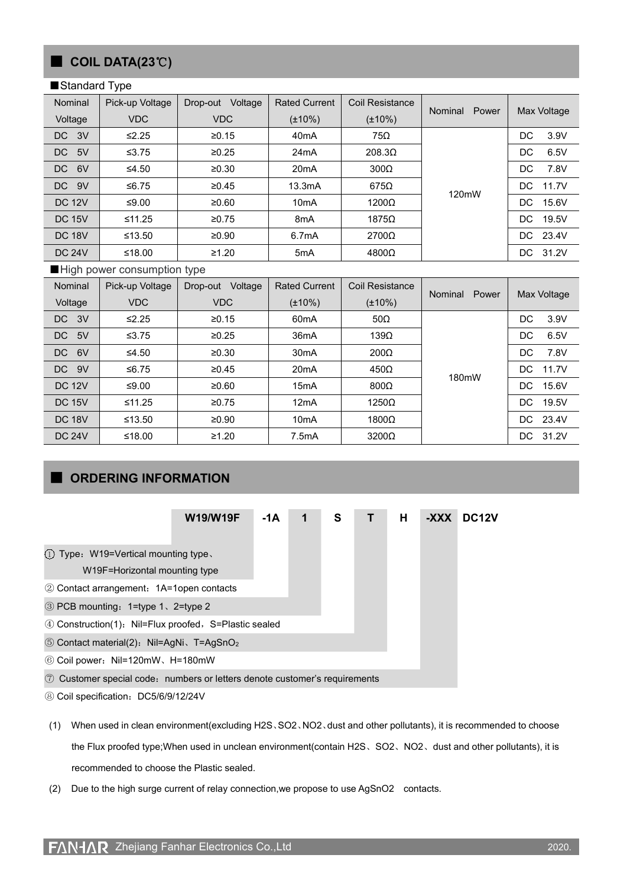## COIL DATA(23℃)

■Standard Type

| Nominal Voltage | Pick-up Voltage VDC | Drop-out Voltage VDC | Rated Current (±10%) | Coil Resistance (±10%) | Nominal Power | Max Voltage |
|---|---|---|---|---|---|---|
| DC 3V | ≤2.25 | ≥0.15 | 40mA | 75Ω | 120mW | DC 3.9V |
| DC 5V | ≤3.75 | ≥0.25 | 24mA | 208.3Ω | | DC 6.5V |
| DC 6V | ≤4.50 | ≥0.30 | 20mA | 300Ω | | DC 7.8V |
| DC 9V | ≤6.75 | ≥0.45 | 13.3mA | 675Ω | | DC 11.7V |
| DC 12V | ≤9.00 | ≥0.60 | 10mA | 1200Ω | | DC 15.6V |
| DC 15V | ≤11.25 | ≥0.75 | 8mA | 1875Ω | | DC 19.5V |
| DC 18V | ≤13.50 | ≥0.90 | 6.7mA | 2700Ω | | DC 23.4V |
| DC 24V | ≤18.00 | ≥1.20 | 5mA | 4800Ω | | DC 31.2V |

■High power consumption type

| Nominal Voltage | Pick-up Voltage VDC | Drop-out Voltage VDC | Rated Current (±10%) | Coil Resistance (±10%) | Nominal Power | Max Voltage |
|---|---|---|---|---|---|---|
| DC 3V | ≤2.25 | ≥0.15 | 60mA | 50Ω | 180mW | DC 3.9V |
| DC 5V | ≤3.75 | ≥0.25 | 36mA | 139Ω | | DC 6.5V |
| DC 6V | ≤4.50 | ≥0.30 | 30mA | 200Ω | | DC 7.8V |
| DC 9V | ≤6.75 | ≥0.45 | 20mA | 450Ω | | DC 11.7V |
| DC 12V | ≤9.00 | ≥0.60 | 15mA | 800Ω | | DC 15.6V |
| DC 15V | ≤11.25 | ≥0.75 | 12mA | 1250Ω | | DC 19.5V |
| DC 18V | ≤13.50 | ≥0.90 | 10mA | 1800Ω | | DC 23.4V |
| DC 24V | ≤18.00 | ≥1.20 | 7.5mA | 3200Ω | | DC 31.2V |

## ORDERING INFORMATION

**W19/W19F -1A 1 S T H -XXX DC12V**

① Type：W19=Vertical mounting type、W19F=Horizontal mounting type

② Contact arrangement：1A=1open contacts

③ PCB mounting：1=type 1、2=type 2

④ Construction(1)：Nil=Flux proofed，S=Plastic sealed

⑤ Contact material(2)：Nil=AgNi、T=$AgSnO_2$

⑥ Coil power：Nil=120mW、H=180mW

⑦ Customer special code：numbers or letters denote customer's requirements

⑧ Coil specification：DC5/6/9/12/24V

(1) When used in clean environment(excluding $H_2S$、$SO_2$、$NO_2$、dust and other pollutants), it is recommended to choose the Flux proofed type;When used in unclean environment(contain $H_2S$、$SO_2$、$NO_2$、dust and other pollutants), it is recommended to choose the Plastic sealed.

(2) Due to the high surge current of relay connection,we propose to use $AgSnO_2$ contacts.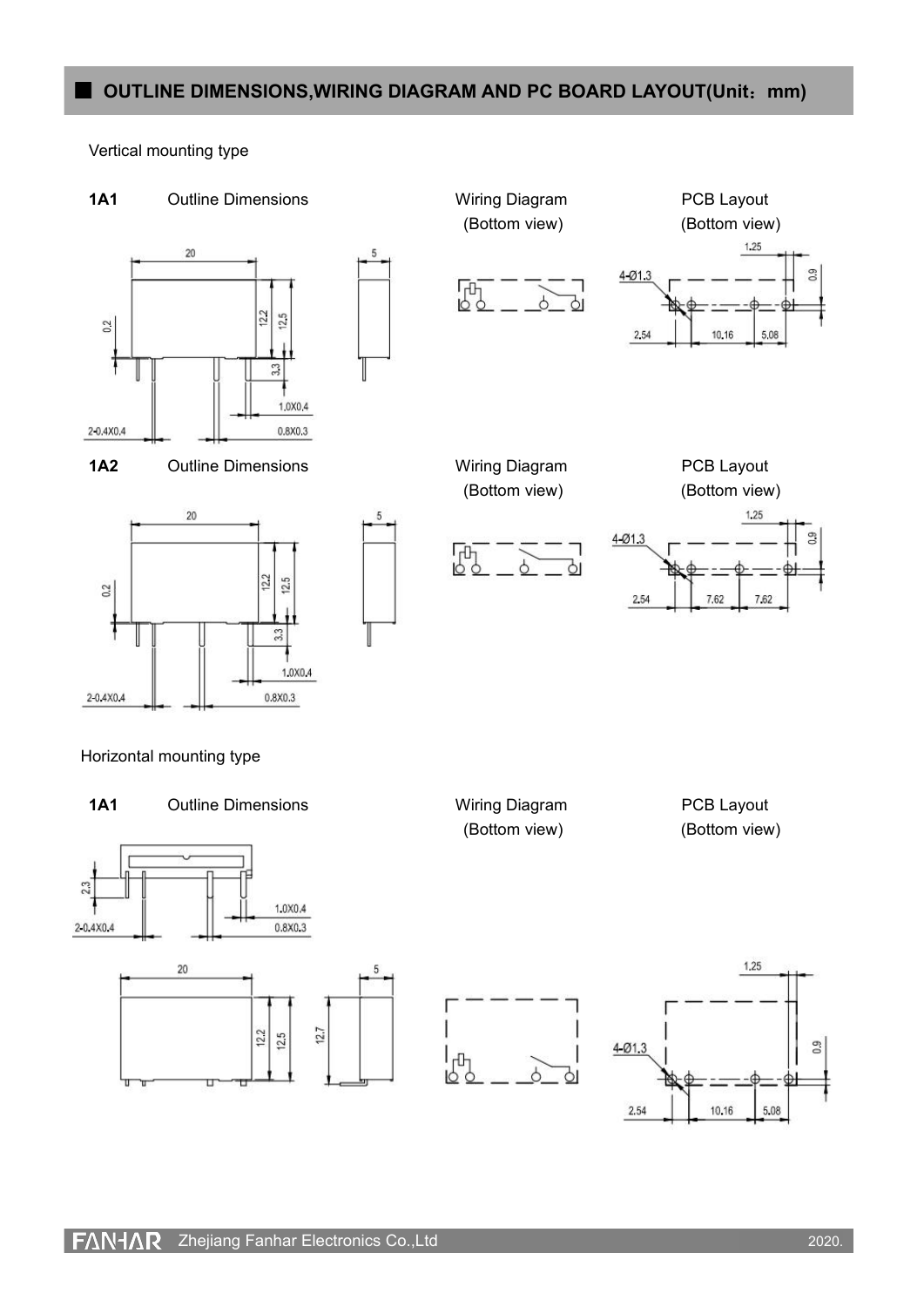## OUTLINE DIMENSIONS,WIRING DIAGRAM AND PC BOARD LAYOUT(Unit：mm)

Vertical mounting type

**1A1** Outline Dimensions Wiring Diagram (Bottom view) PCB Layout (Bottom view)

20, 5, 12.2, 12.5, 0.2, 3.3, 1.0X0.4, 2-0.4X0.4, 0.8X0.3

4-Ø1.3, 1.25, 0.9, 2.54, 10.16, 5.08

**1A2** Outline Dimensions Wiring Diagram (Bottom view) PCB Layout (Bottom view)

20, 5, 12.2, 12.5, 0.2, 3.3, 1.0X0.4, 2-0.4X0.4, 0.8X0.3

4-Ø1.3, 1.25, 0.9, 2.54, 7.62, 7.62

Horizontal mounting type

**1A1** Outline Dimensions Wiring Diagram (Bottom view) PCB Layout (Bottom view)

2.3, 1.0X0.4, 2-0.4X0.4, 0.8X0.3

20, 5, 12.2, 12.5, 12.7

4-Ø1.3, 1.25, 0.9, 2.54, 10.16, 5.08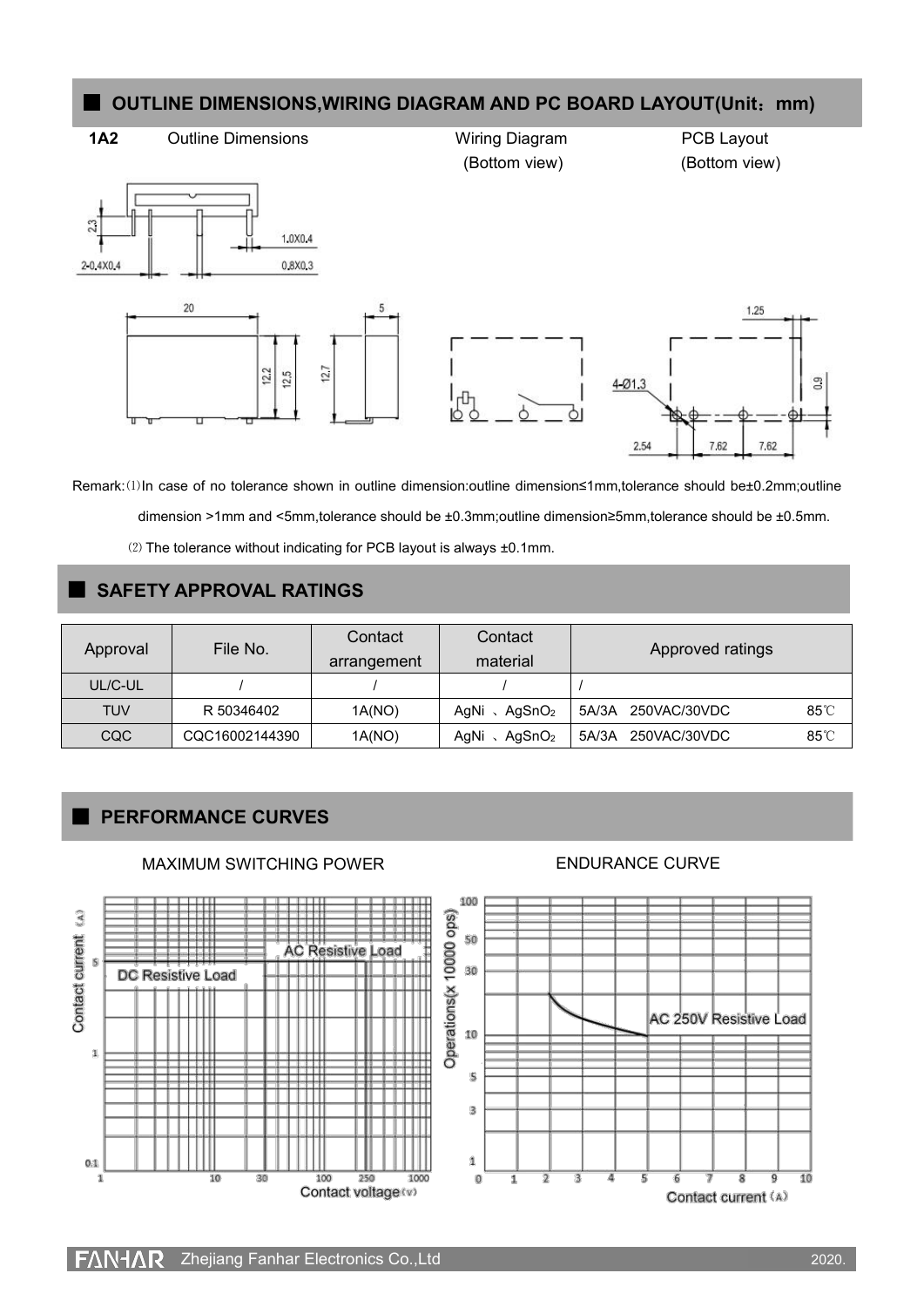## OUTLINE DIMENSIONS,WIRING DIAGRAM AND PC BOARD LAYOUT(Unit：mm)

**1A2** Outline Dimensions Wiring Diagram (Bottom view) PCB Layout (Bottom view)

Remark:⑴In case of no tolerance shown in outline dimension:outline dimension≤1mm,tolerance should be±0.2mm;outline dimension >1mm and <5mm,tolerance should be ±0.3mm;outline dimension≥5mm,tolerance should be ±0.5mm.

⑵ The tolerance without indicating for PCB layout is always ±0.1mm.

## SAFETY APPROVAL RATINGS

| Approval | File No. | Contact arrangement | Contact material | Approved ratings |
|---|---|---|---|---|
| UL/C-UL | / | / | / | / |
| TUV | R 50346402 | 1A(NO) | AgNi 、$AgSnO_2$ | 5A/3A 250VAC/30VDC 85℃ |
| CQC | CQC16002144390 | 1A(NO) | AgNi 、$AgSnO_2$ | 5A/3A 250VAC/30VDC 85℃ |

## PERFORMANCE CURVES

MAXIMUM SWITCHING POWER

ENDURANCE CURVE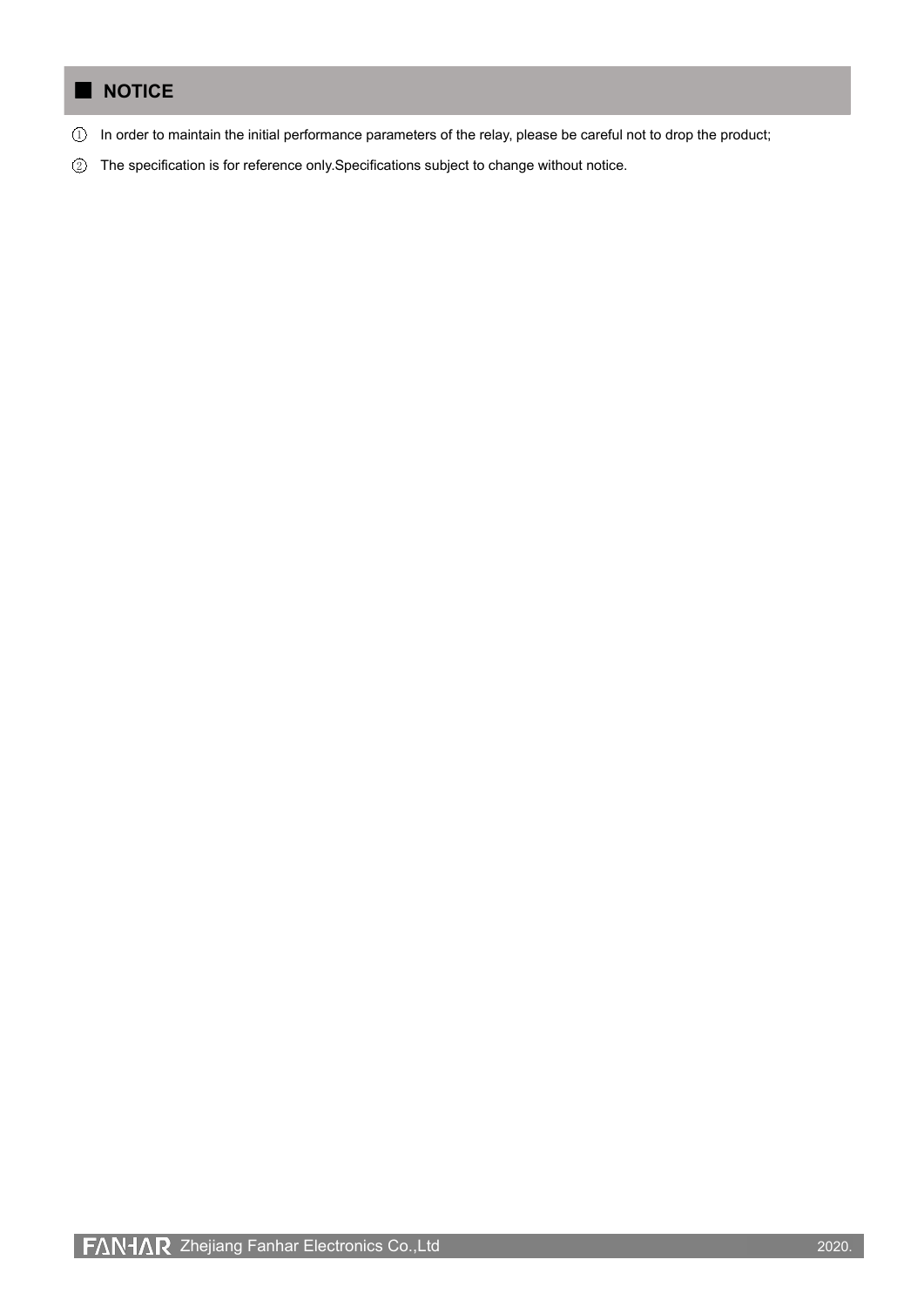## NOTICE

① In order to maintain the initial performance parameters of the relay, please be careful not to drop the product;

② The specification is for reference only.Specifications subject to change without notice.